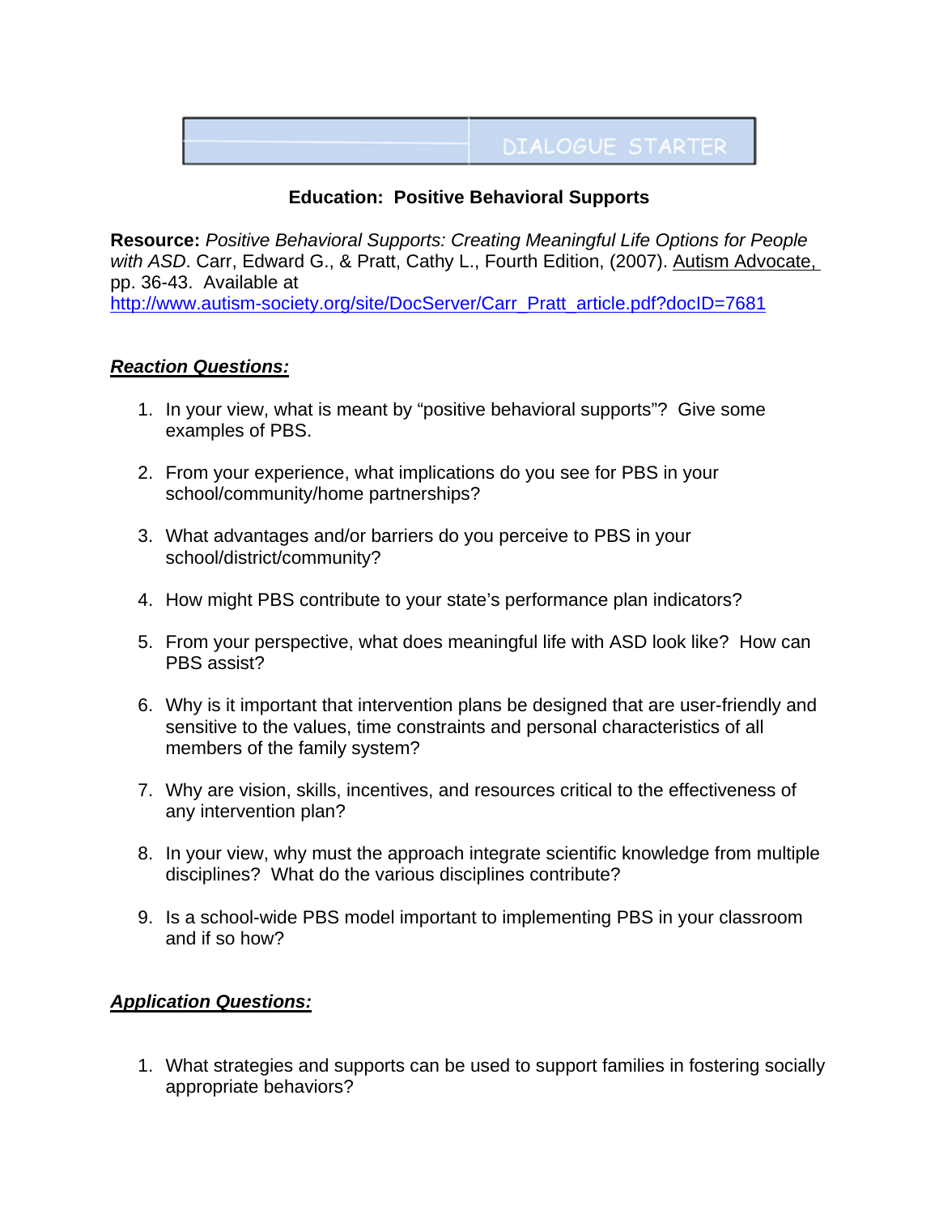DIALOGUE STARTER

**Education: Positive Behavioral Supports**

**Resource:** *Positive Behavioral Supports: Creating Meaningful Life Options for People with ASD*. Carr, Edward G., & Pratt, Cathy L., Fourth Edition, (2007). Autism Advocate, pp. 36-43. Available at http://www.autism-society.org/site/DocServer/Carr_Pratt_article.pdf?docID=7681

***Reaction Questions:***

1. In your view, what is meant by "positive behavioral supports"? Give some examples of PBS.

2. From your experience, what implications do you see for PBS in your school/community/home partnerships?

3. What advantages and/or barriers do you perceive to PBS in your school/district/community?

4. How might PBS contribute to your state's performance plan indicators?

5. From your perspective, what does meaningful life with ASD look like? How can PBS assist?

6. Why is it important that intervention plans be designed that are user-friendly and sensitive to the values, time constraints and personal characteristics of all members of the family system?

7. Why are vision, skills, incentives, and resources critical to the effectiveness of any intervention plan?

8. In your view, why must the approach integrate scientific knowledge from multiple disciplines? What do the various disciplines contribute?

9. Is a school-wide PBS model important to implementing PBS in your classroom and if so how?

***Application Questions:***

1. What strategies and supports can be used to support families in fostering socially appropriate behaviors?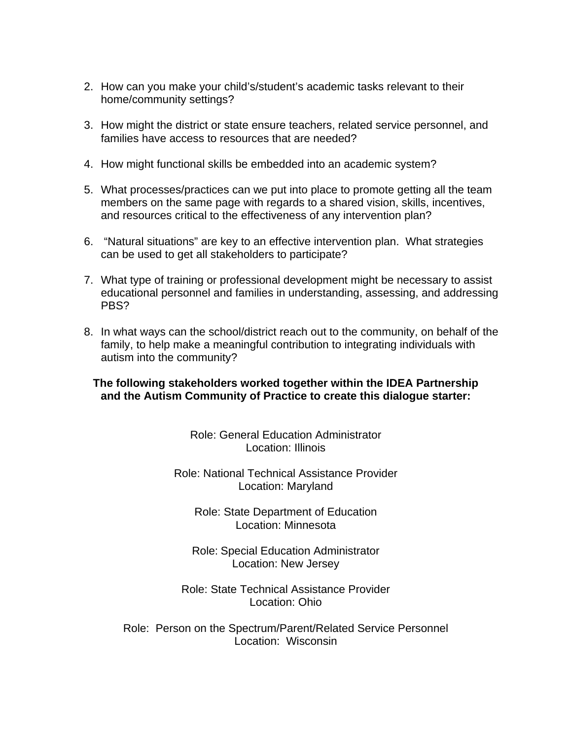2. How can you make your child's/student's academic tasks relevant to their home/community settings?

3. How might the district or state ensure teachers, related service personnel, and families have access to resources that are needed?

4. How might functional skills be embedded into an academic system?

5. What processes/practices can we put into place to promote getting all the team members on the same page with regards to a shared vision, skills, incentives, and resources critical to the effectiveness of any intervention plan?

6. "Natural situations" are key to an effective intervention plan. What strategies can be used to get all stakeholders to participate?

7. What type of training or professional development might be necessary to assist educational personnel and families in understanding, assessing, and addressing PBS?

8. In what ways can the school/district reach out to the community, on behalf of the family, to help make a meaningful contribution to integrating individuals with autism into the community?

**The following stakeholders worked together within the IDEA Partnership and the Autism Community of Practice to create this dialogue starter:**

Role: General Education Administrator
Location: Illinois

Role: National Technical Assistance Provider
Location: Maryland

Role: State Department of Education
Location: Minnesota

Role: Special Education Administrator
Location: New Jersey

Role: State Technical Assistance Provider
Location: Ohio

Role: Person on the Spectrum/Parent/Related Service Personnel
Location: Wisconsin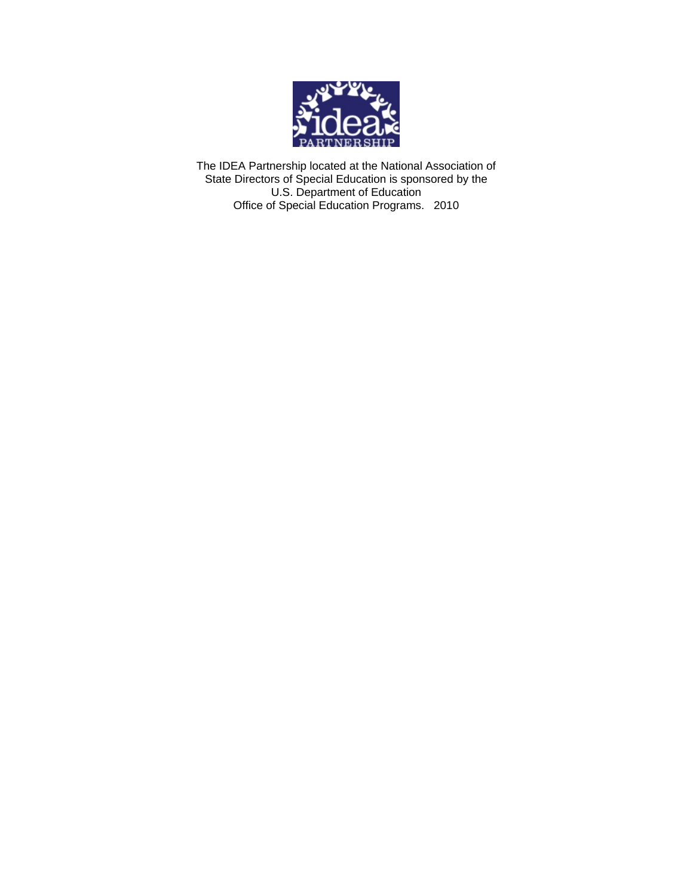The IDEA Partnership located at the National Association of State Directors of Special Education is sponsored by the U.S. Department of Education Office of Special Education Programs. 2010